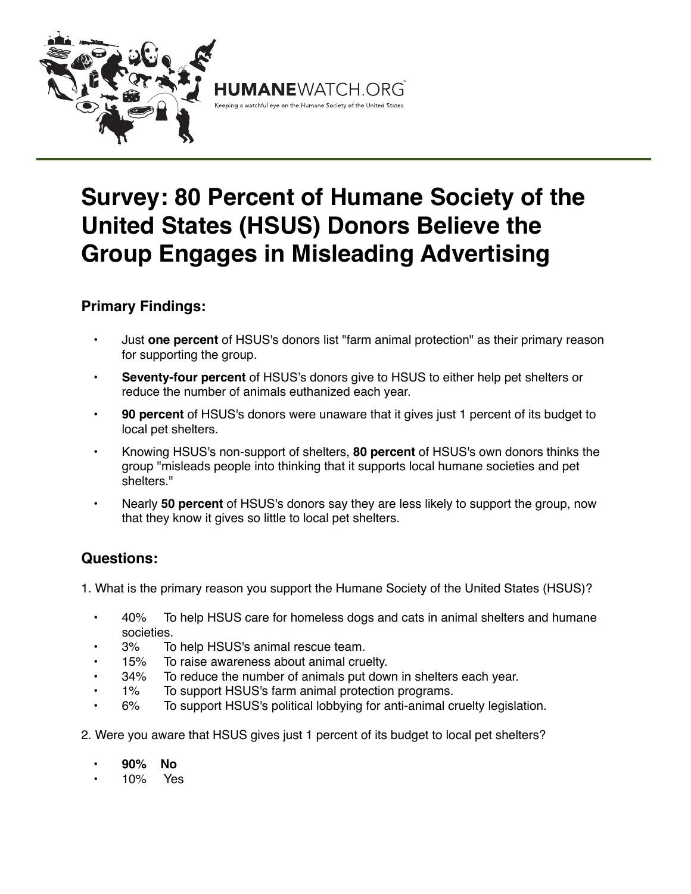HUMANEWATCH.ORG™

Keeping a watchful eye on the Humane Society of the United States

# Survey: 80 Percent of Humane Society of the United States (HSUS) Donors Believe the Group Engages in Misleading Advertising

## Primary Findings:

- Just **one percent** of HSUS's donors list "farm animal protection" as their primary reason for supporting the group.
- **Seventy-four percent** of HSUS's donors give to HSUS to either help pet shelters or reduce the number of animals euthanized each year.
- **90 percent** of HSUS's donors were unaware that it gives just 1 percent of its budget to local pet shelters.
- Knowing HSUS's non-support of shelters, **80 percent** of HSUS's own donors thinks the group "misleads people into thinking that it supports local humane societies and pet shelters."
- Nearly **50 percent** of HSUS's donors say they are less likely to support the group, now that they know it gives so little to local pet shelters.

## Questions:

1. What is the primary reason you support the Humane Society of the United States (HSUS)?

- 40% To help HSUS care for homeless dogs and cats in animal shelters and humane societies.
- 3% To help HSUS's animal rescue team.
- 15% To raise awareness about animal cruelty.
- 34% To reduce the number of animals put down in shelters each year.
- 1% To support HSUS's farm animal protection programs.
- 6% To support HSUS's political lobbying for anti-animal cruelty legislation.

2. Were you aware that HSUS gives just 1 percent of its budget to local pet shelters?

- **90% No**
- 10% Yes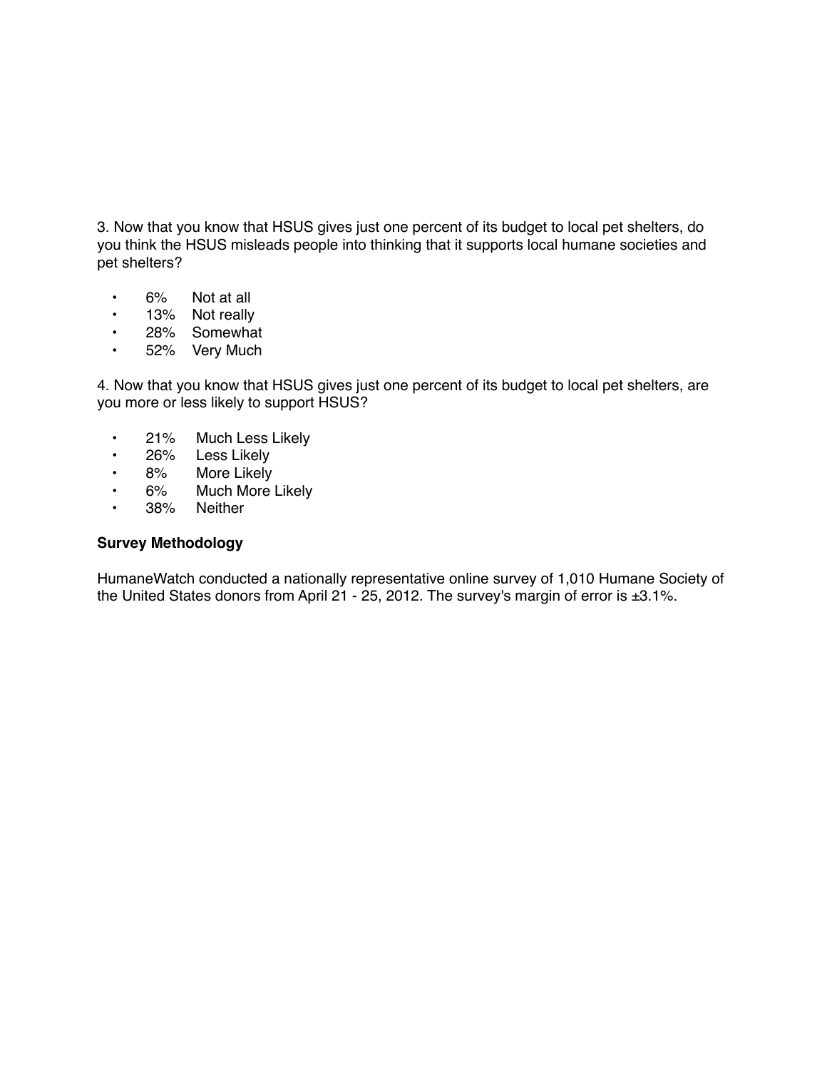3. Now that you know that HSUS gives just one percent of its budget to local pet shelters, do you think the HSUS misleads people into thinking that it supports local humane societies and pet shelters?

- 6% Not at all
- 13% Not really
- 28% Somewhat
- 52% Very Much

4. Now that you know that HSUS gives just one percent of its budget to local pet shelters, are you more or less likely to support HSUS?

- 21% Much Less Likely
- 26% Less Likely
- 8% More Likely
- 6% Much More Likely
- 38% Neither

**Survey Methodology**

HumaneWatch conducted a nationally representative online survey of 1,010 Humane Society of the United States donors from April 21 - 25, 2012. The survey's margin of error is ±3.1%.